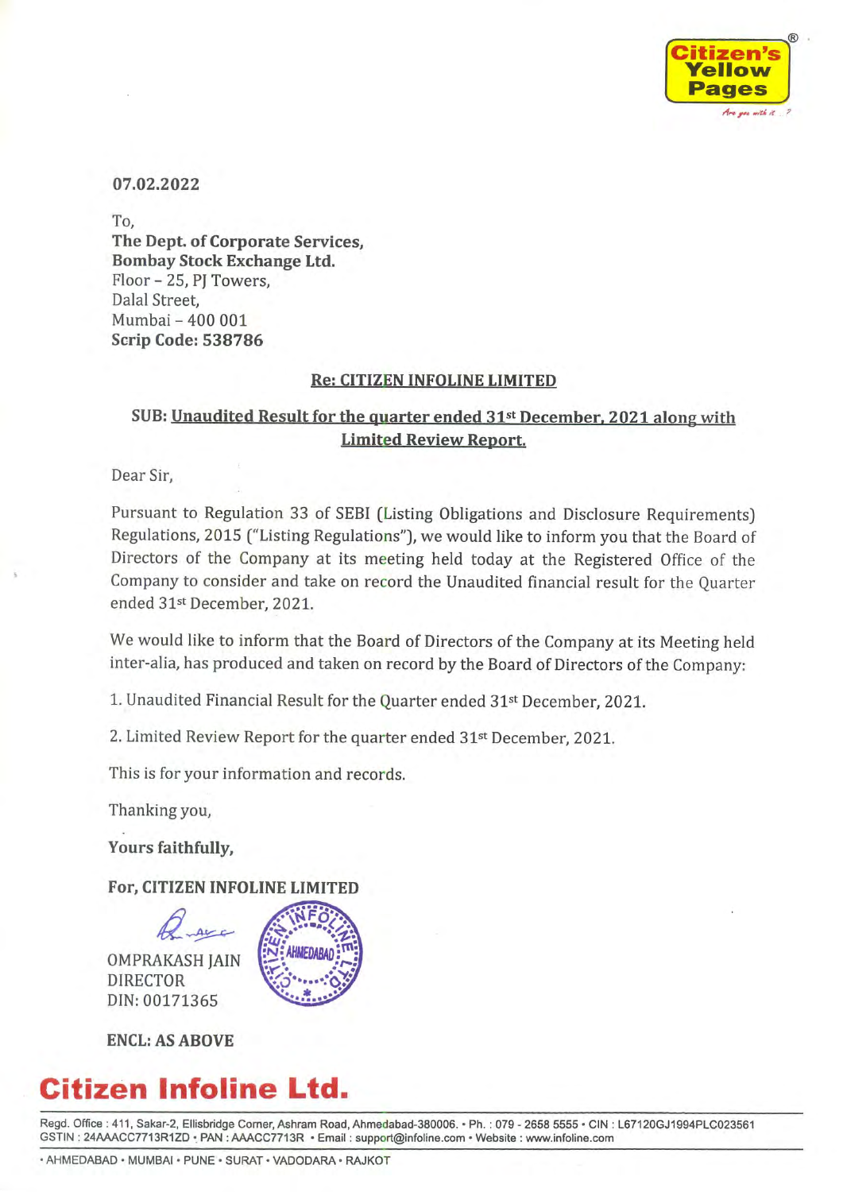Citizen's Yellow Pages

**07.02.2022**

To,
**The Dept. of Corporate Services,**
**Bombay Stock Exchange Ltd.**
Floor – 25, PJ Towers,
Dalal Street,
Mumbai – 400 001
**Scrip Code: 538786**

**Re: CITIZEN INFOLINE LIMITED**

**SUB: Unaudited Result for the quarter ended 31st December, 2021 along with Limited Review Report.**

Dear Sir,

Pursuant to Regulation 33 of SEBI (Listing Obligations and Disclosure Requirements) Regulations, 2015 ("Listing Regulations"), we would like to inform you that the Board of Directors of the Company at its meeting held today at the Registered Office of the Company to consider and take on record the Unaudited financial result for the Quarter ended 31st December, 2021.

We would like to inform that the Board of Directors of the Company at its Meeting held inter-alia, has produced and taken on record by the Board of Directors of the Company:

1. Unaudited Financial Result for the Quarter ended 31st December, 2021.

2. Limited Review Report for the quarter ended 31st December, 2021.

This is for your information and records.

Thanking you,

**Yours faithfully,**

**For, CITIZEN INFOLINE LIMITED**

OMPRAKASH JAIN
DIRECTOR
DIN: 00171365

**ENCL: AS ABOVE**

# Citizen Infoline Ltd.

Regd. Office : 411, Sakar-2, Ellisbridge Corner, Ashram Road, Ahmedabad-380006. • Ph. : 079 - 2658 5555 • CIN : L67120GJ1994PLC023561
GSTIN : 24AAACC7713R1ZD • PAN : AAACC7713R • Email : support@infoline.com • Website : www.infoline.com

• AHMEDABAD • MUMBAI • PUNE • SURAT • VADODARA • RAJKOT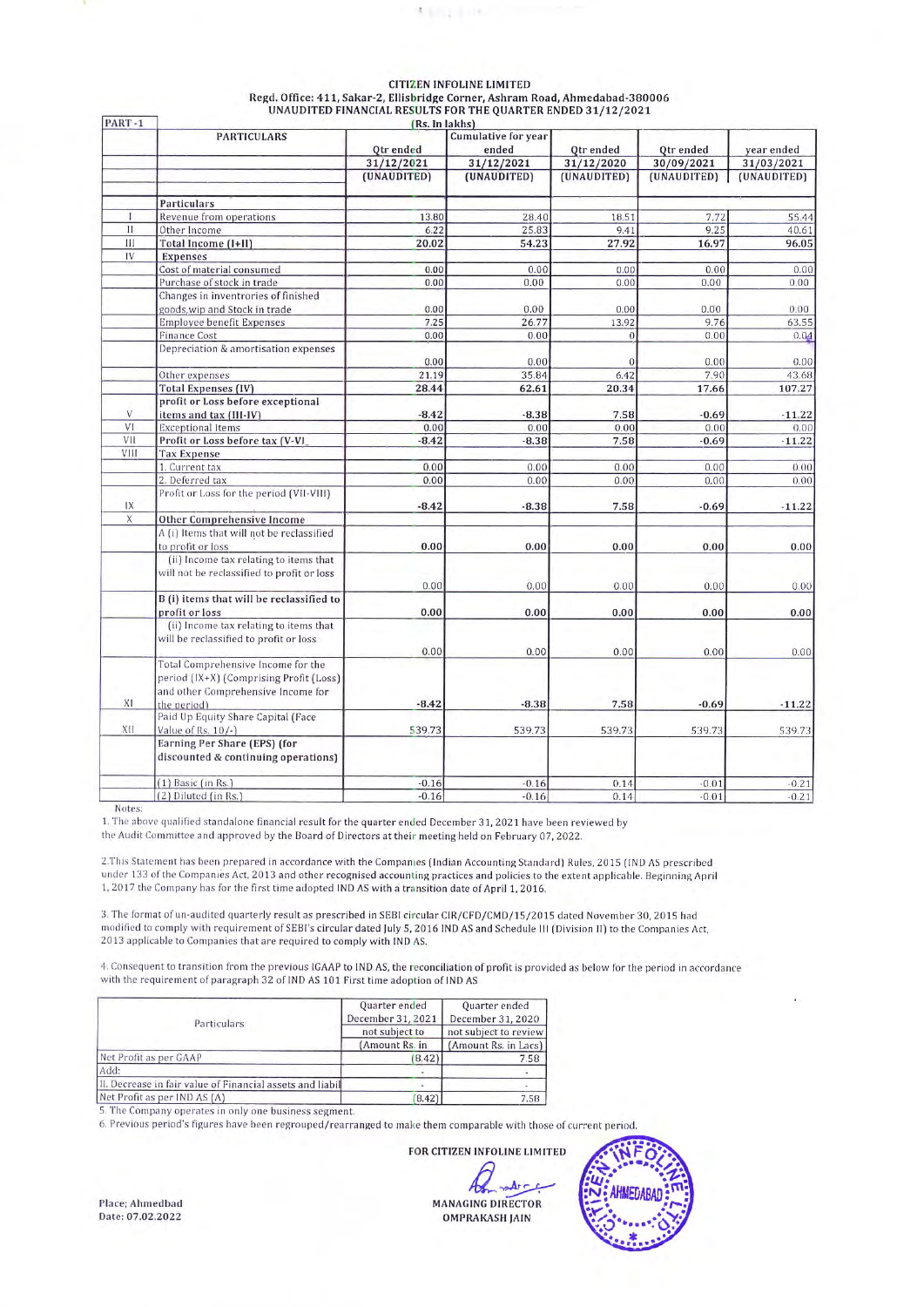**CITIZEN INFOLINE LIMITED**
**Regd. Office: 411, Sakar-2, Ellisbridge Corner, Ashram Road, Ahmedabad-380006**
**UNAUDITED FINANCIAL RESULTS FOR THE QUARTER ENDED 31/12/2021**

| PART -1 | (Rs. In lakhs) | | | | | |
|---|---|---|---|---|---|---|
| | PARTICULARS | Qtr ended | Cumulative for year ended | Qtr ended | Qtr ended | year ended |
| | | 31/12/2021 | 31/12/2021 | 31/12/2020 | 30/09/2021 | 31/03/2021 |
| | | (UNAUDITED) | (UNAUDITED) | (UNAUDITED) | (UNAUDITED) | (UNAUDITED) |
| | **Particulars** | | | | | |
| I | Revenue from operations | 13.80 | 28.40 | 18.51 | 7.72 | 55.44 |
| II | Other Income | 6.22 | 25.83 | 9.41 | 9.25 | 40.61 |
| III | **Total Income (I+II)** | **20.02** | **54.23** | **27.92** | **16.97** | **96.05** |
| IV | **Expenses** | | | | | |
| | Cost of material consumed | 0.00 | 0.00 | 0.00 | 0.00 | 0.00 |
| | Purchase of stock in trade | 0.00 | 0.00 | 0.00 | 0.00 | 0.00 |
| | Changes in inventroies of finished goods,wip and Stock in trade | 0.00 | 0.00 | 0.00 | 0.00 | 0.00 |
| | Employee benefit Expenses | 7.25 | 26.77 | 13.92 | 9.76 | 63.55 |
| | Finance Cost | 0.00 | 0.00 | 0 | 0.00 | 0.04 |
| | Depreciation & amortisation expenses | 0.00 | 0.00 | 0 | 0.00 | 0.00 |
| | Other expenses | 21.19 | 35.84 | 6.42 | 7.90 | 43.68 |
| | **Total Expenses (IV)** | **28.44** | **62.61** | **20.34** | **17.66** | **107.27** |
| V | **profit or Loss before exceptional items and tax (III-IV)** | **-8.42** | **-8.38** | **7.58** | **-0.69** | **-11.22** |
| VI | Exceptional Items | 0.00 | 0.00 | 0.00 | 0.00 | 0.00 |
| VII | **Profit or Loss before tax (V-VI_** | **-8.42** | **-8.38** | **7.58** | **-0.69** | **-11.22** |
| VIII | **Tax Expense** | | | | | |
| | 1. Current tax | 0.00 | 0.00 | 0.00 | 0.00 | 0.00 |
| | 2. Deferred tax | 0.00 | 0.00 | 0.00 | 0.00 | 0.00 |
| IX | Profit or Loss for the period (VII-VIII) | **-8.42** | **-8.38** | **7.58** | **-0.69** | **-11.22** |
| X | **Other Comprehensive Income** | | | | | |
| | A (i) Items that will not be reclassified to profit or loss | **0.00** | **0.00** | **0.00** | **0.00** | **0.00** |
| | (ii) Income tax relating to items that will not be reclassified to profit or loss | 0.00 | 0.00 | 0.00 | 0.00 | 0.00 |
| | **B (i) items that will be reclassified to profit or loss** | **0.00** | **0.00** | **0.00** | **0.00** | **0.00** |
| | (ii) Income tax relating to items that will be reclassified to profit or loss | 0.00 | 0.00 | 0.00 | 0.00 | 0.00 |
| XI | Total Comprehensive Income for the period (IX+X) (Comprising Profit (Loss) and other Comprehensive Income for the period) | **-8.42** | **-8.38** | **7.58** | **-0.69** | **-11.22** |
| XII | Paid Up Equity Share Capital (Face Value of Rs. 10/-) | 539.73 | 539.73 | 539.73 | 539.73 | 539.73 |
| | **Earning Per Share (EPS) (for discounted & continuing operations)** | | | | | |
| | (1) Basic (in Rs.) | -0.16 | -0.16 | 0.14 | -0.01 | -0.21 |
| | (2) Diluted (in Rs.) | -0.16 | -0.16 | 0.14 | -0.01 | -0.21 |

Notes:

1. The above qualified standalone financial result for the quarter ended December 31, 2021 have been reviewed by the Audit Committee and approved by the Board of Directors at their meeting held on February 07, 2022.

2. This Statement has been prepared in accordance with the Companies (Indian Accounting Standard) Rules, 2015 (IND AS prescribed under 133 of the Companies Act, 2013 and other recognised accounting practices and policies to the extent applicable. Beginning April 1, 2017 the Company has for the first time adopted IND AS with a transition date of April 1, 2016.

3. The format of un-audited quarterly result as prescribed in SEBI circular CIR/CFD/CMD/15/2015 dated November 30, 2015 had modified to comply with requirement of SEBI's circular dated July 5, 2016 IND AS and Schedule III (Division II) to the Companies Act, 2013 applicable to Companies that are required to comply with IND AS.

4. Consequent to transition from the previous IGAAP to IND AS, the reconciliation of profit is provided as below for the period in accordance with the requirement of paragraph 32 of IND AS 101 First time adoption of IND AS

| Particulars | Quarter ended December 31, 2021 | Quarter ended December 31, 2020 |
|---|---|---|
| | not subject to | not subject to review |
| | (Amount Rs. in | (Amount Rs. in Lacs) |
| Net Profit as per GAAP | (8.42) | 7.58 |
| Add: | - | - |
| II. Decrease in fair value of Financial assets and liabil | - | - |
| Net Profit as per IND AS (A) | (8.42) | 7.58 |

5. The Company operates in only one business segment.

6. Previous period's figures have been regrouped/rearranged to make them comparable with those of current period.

**FOR CITIZEN INFOLINE LIMITED**

**MANAGING DIRECTOR**
**OMPRAKASH JAIN**

**Place: Ahmedbad**
**Date: 07.02.2022**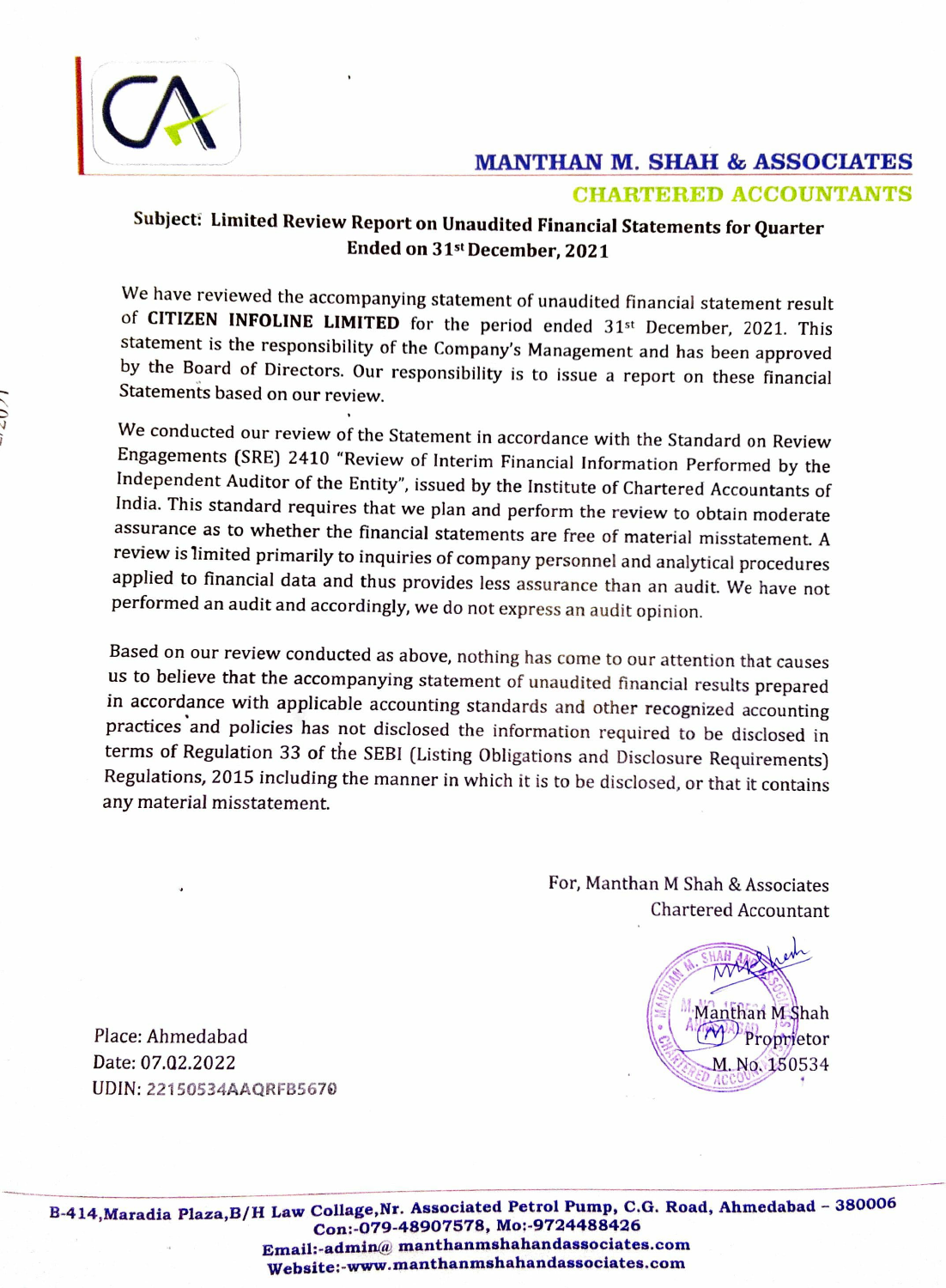# MANTHAN M. SHAH & ASSOCIATES

## CHARTERED ACCOUNTANTS

**Subject: Limited Review Report on Unaudited Financial Statements for Quarter Ended on 31st December, 2021**

We have reviewed the accompanying statement of unaudited financial statement result of **CITIZEN INFOLINE LIMITED** for the period ended 31st December, 2021. This statement is the responsibility of the Company's Management and has been approved by the Board of Directors. Our responsibility is to issue a report on these financial Statements based on our review.

We conducted our review of the Statement in accordance with the Standard on Review Engagements (SRE) 2410 "Review of Interim Financial Information Performed by the Independent Auditor of the Entity", issued by the Institute of Chartered Accountants of India. This standard requires that we plan and perform the review to obtain moderate assurance as to whether the financial statements are free of material misstatement. A review is limited primarily to inquiries of company personnel and analytical procedures applied to financial data and thus provides less assurance than an audit. We have not performed an audit and accordingly, we do not express an audit opinion.

Based on our review conducted as above, nothing has come to our attention that causes us to believe that the accompanying statement of unaudited financial results prepared in accordance with applicable accounting standards and other recognized accounting practices and policies has not disclosed the information required to be disclosed in terms of Regulation 33 of the SEBI (Listing Obligations and Disclosure Requirements) Regulations, 2015 including the manner in which it is to be disclosed, or that it contains any material misstatement.

For, Manthan M Shah & Associates
Chartered Accountant

Manthan M Shah
Proprietor
M. No. 150534

Place: Ahmedabad
Date: 07.02.2022
UDIN: 22150534AAQRFB5670

B-414,Maradia Plaza,B/H Law Collage,Nr. Associated Petrol Pump, C.G. Road, Ahmedabad - 380006
Con:-079-48907578, Mo:-9724488426
Email:-admin@ manthanmshahandassociates.com
Website:-www.manthanmshahandassociates.com